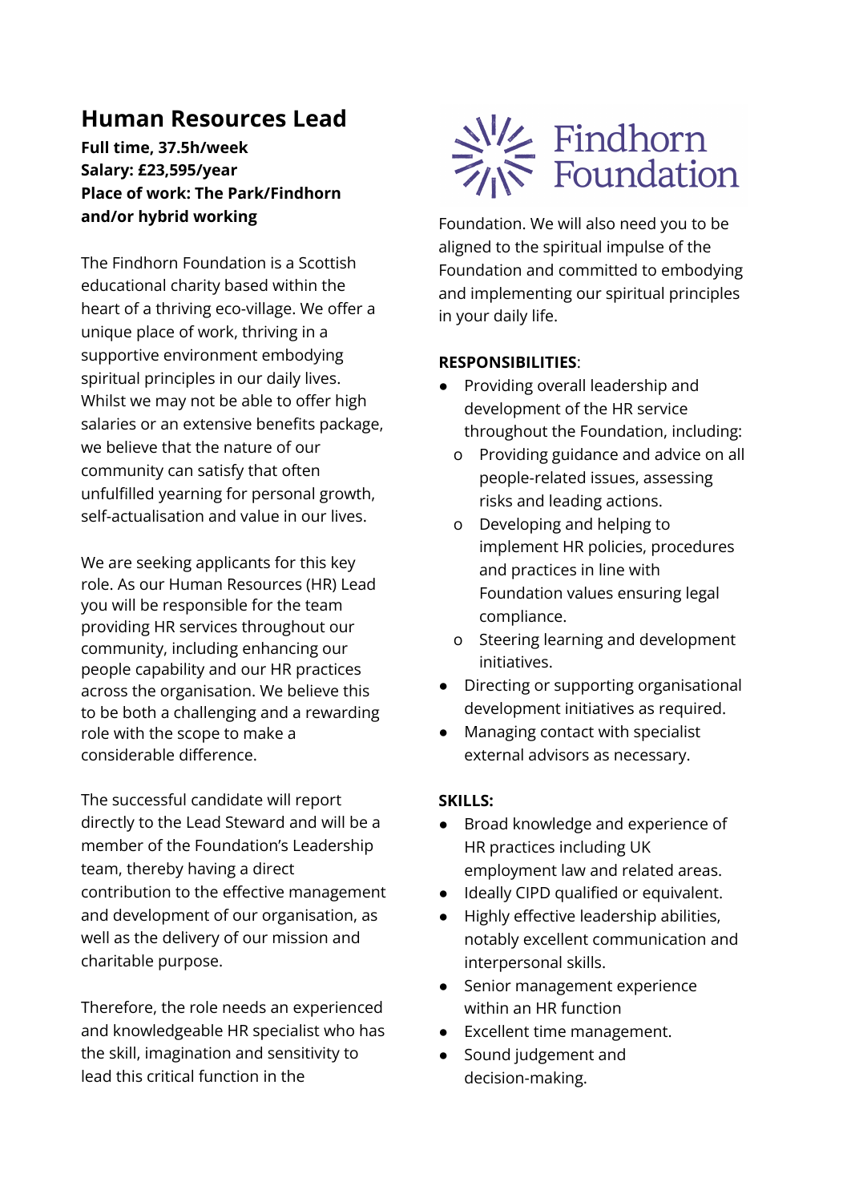# Human Resources Lead

**Full time, 37.5h/week**
**Salary: £23,595/year**
**Place of work: The Park/Findhorn and/or hybrid working**

The Findhorn Foundation is a Scottish educational charity based within the heart of a thriving eco-village. We offer a unique place of work, thriving in a supportive environment embodying spiritual principles in our daily lives. Whilst we may not be able to offer high salaries or an extensive benefits package, we believe that the nature of our community can satisfy that often unfulfilled yearning for personal growth, self-actualisation and value in our lives.

We are seeking applicants for this key role. As our Human Resources (HR) Lead you will be responsible for the team providing HR services throughout our community, including enhancing our people capability and our HR practices across the organisation. We believe this to be both a challenging and a rewarding role with the scope to make a considerable difference.

The successful candidate will report directly to the Lead Steward and will be a member of the Foundation's Leadership team, thereby having a direct contribution to the effective management and development of our organisation, as well as the delivery of our mission and charitable purpose.

Therefore, the role needs an experienced and knowledgeable HR specialist who has the skill, imagination and sensitivity to lead this critical function in the Foundation. We will also need you to be aligned to the spiritual impulse of the Foundation and committed to embodying and implementing our spiritual principles in your daily life.

**RESPONSIBILITIES**:

- Providing overall leadership and development of the HR service throughout the Foundation, including:
  - Providing guidance and advice on all people-related issues, assessing risks and leading actions.
  - Developing and helping to implement HR policies, procedures and practices in line with Foundation values ensuring legal compliance.
  - Steering learning and development initiatives.
- Directing or supporting organisational development initiatives as required.
- Managing contact with specialist external advisors as necessary.

**SKILLS:**

- Broad knowledge and experience of HR practices including UK employment law and related areas.
- Ideally CIPD qualified or equivalent.
- Highly effective leadership abilities, notably excellent communication and interpersonal skills.
- Senior management experience within an HR function
- Excellent time management.
- Sound judgement and decision-making.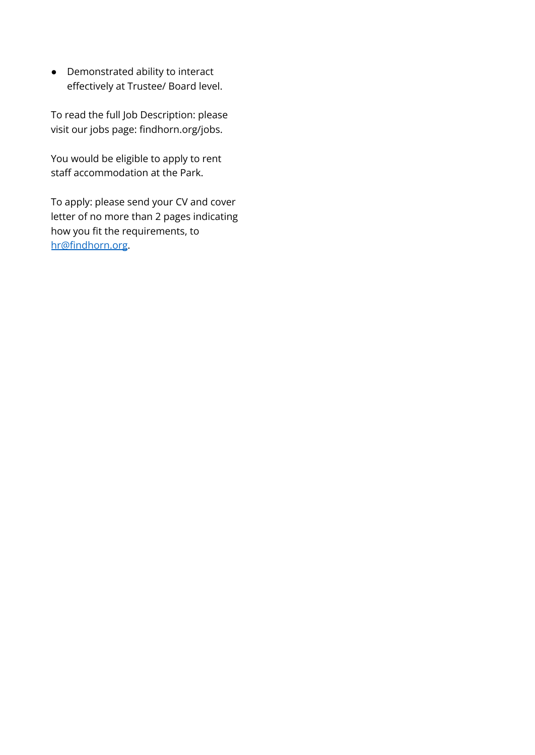- Demonstrated ability to interact effectively at Trustee/ Board level.

To read the full Job Description: please visit our jobs page: findhorn.org/jobs.

You would be eligible to apply to rent staff accommodation at the Park.

To apply: please send your CV and cover letter of no more than 2 pages indicating how you fit the requirements, to hr@findhorn.org.